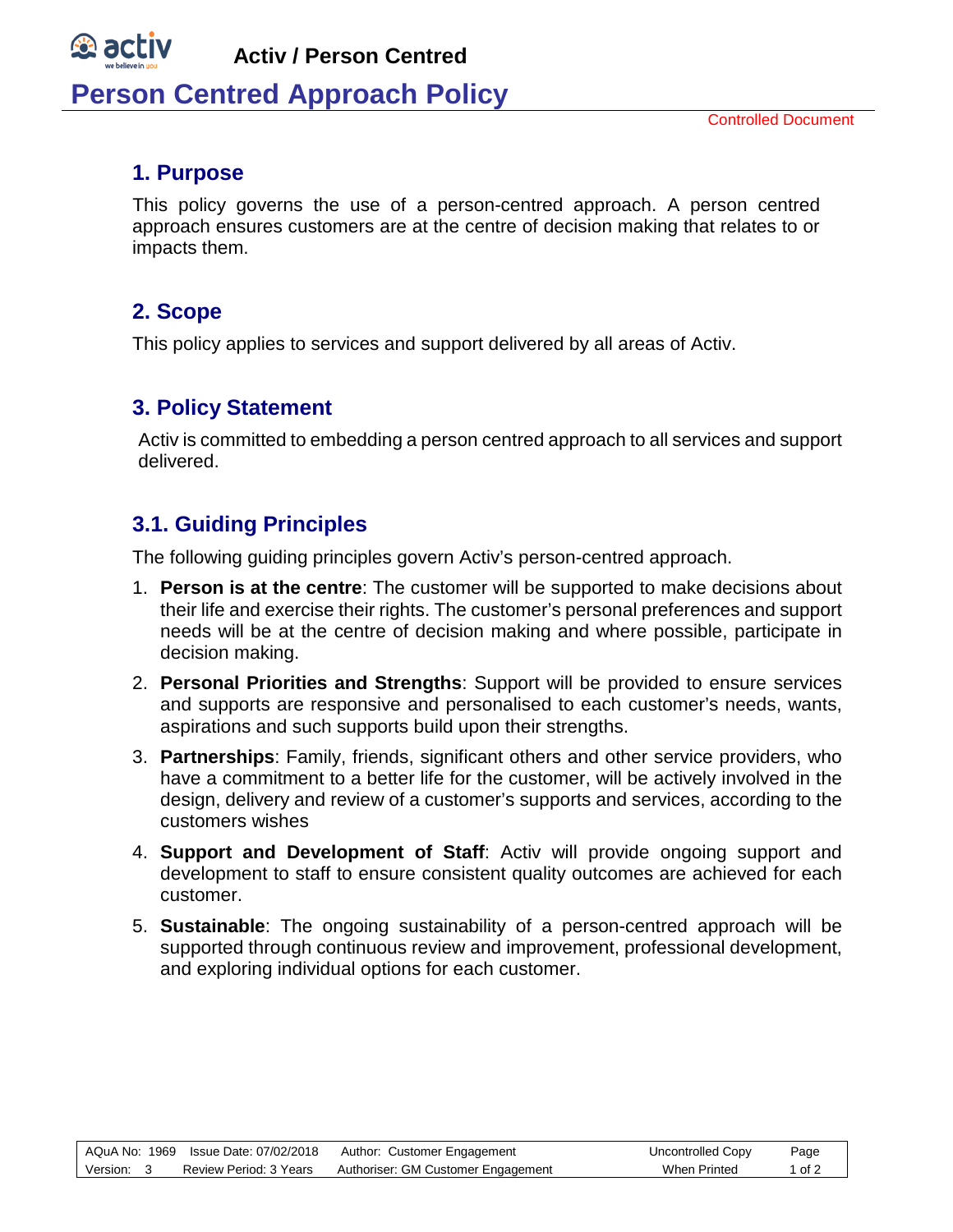# Person Centred Approach Policy

Controlled Document

## 1. Purpose

This policy governs the use of a person-centred approach. A person centred approach ensures customers are at the centre of decision making that relates to or impacts them.

## 2. Scope

This policy applies to services and support delivered by all areas of Activ.

## 3. Policy Statement

Activ is committed to embedding a person centred approach to all services and support delivered.

## 3.1. Guiding Principles

The following guiding principles govern Activ's person-centred approach.

1. **Person is at the centre**: The customer will be supported to make decisions about their life and exercise their rights. The customer's personal preferences and support needs will be at the centre of decision making and where possible, participate in decision making.
2. **Personal Priorities and Strengths**: Support will be provided to ensure services and supports are responsive and personalised to each customer's needs, wants, aspirations and such supports build upon their strengths.
3. **Partnerships**: Family, friends, significant others and other service providers, who have a commitment to a better life for the customer, will be actively involved in the design, delivery and review of a customer's supports and services, according to the customers wishes
4. **Support and Development of Staff**: Activ will provide ongoing support and development to staff to ensure consistent quality outcomes are achieved for each customer.
5. **Sustainable**: The ongoing sustainability of a person-centred approach will be supported through continuous review and improvement, professional development, and exploring individual options for each customer.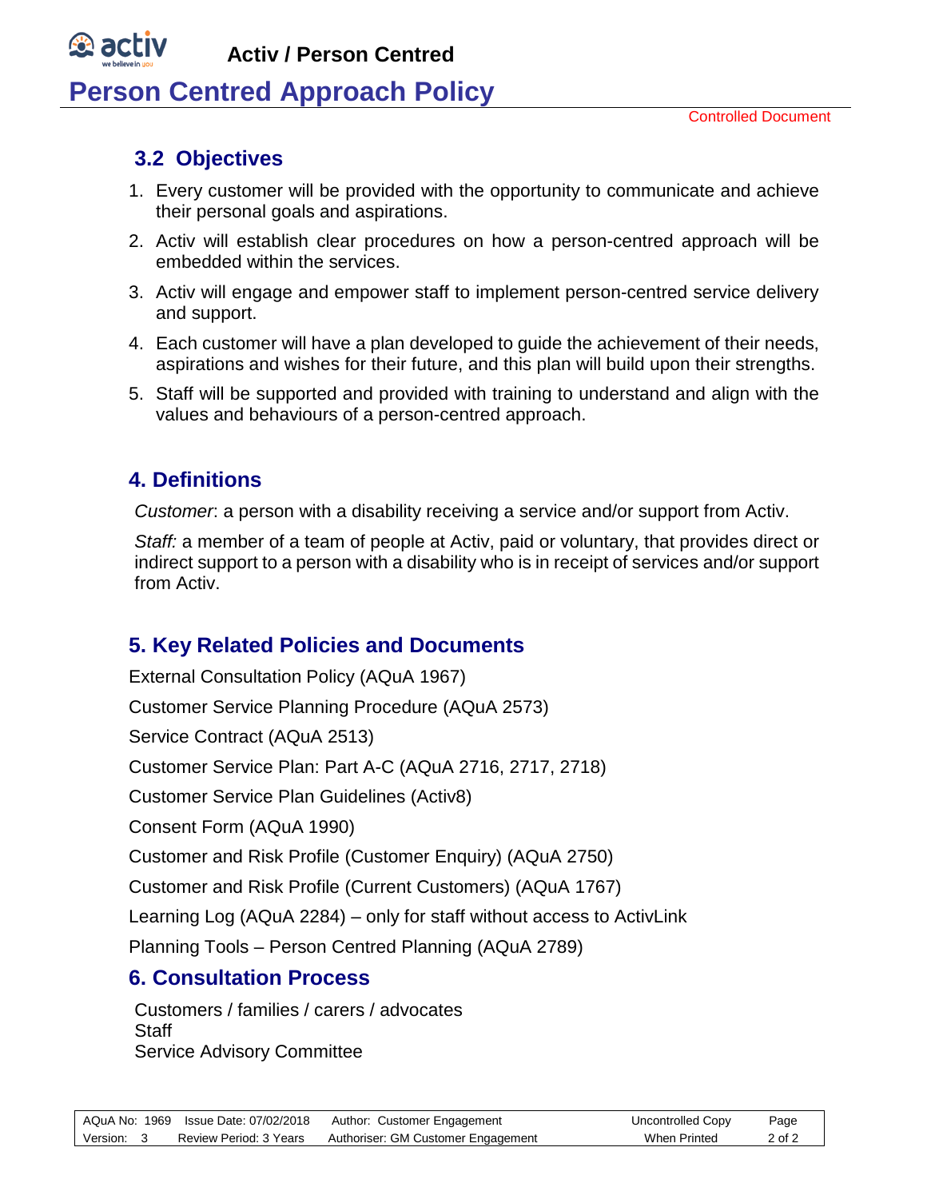### 3.2 Objectives

1. Every customer will be provided with the opportunity to communicate and achieve their personal goals and aspirations.
2. Activ will establish clear procedures on how a person-centred approach will be embedded within the services.
3. Activ will engage and empower staff to implement person-centred service delivery and support.
4. Each customer will have a plan developed to guide the achievement of their needs, aspirations and wishes for their future, and this plan will build upon their strengths.
5. Staff will be supported and provided with training to understand and align with the values and behaviours of a person-centred approach.

## 4. Definitions

*Customer*: a person with a disability receiving a service and/or support from Activ.

*Staff:* a member of a team of people at Activ, paid or voluntary, that provides direct or indirect support to a person with a disability who is in receipt of services and/or support from Activ.

## 5. Key Related Policies and Documents

External Consultation Policy (AQuA 1967)

Customer Service Planning Procedure (AQuA 2573)

Service Contract (AQuA 2513)

Customer Service Plan: Part A-C (AQuA 2716, 2717, 2718)

Customer Service Plan Guidelines (Activ8)

Consent Form (AQuA 1990)

Customer and Risk Profile (Customer Enquiry) (AQuA 2750)

Customer and Risk Profile (Current Customers) (AQuA 1767)

Learning Log (AQuA 2284) – only for staff without access to ActivLink

Planning Tools – Person Centred Planning (AQuA 2789)

## 6. Consultation Process

Customers / families / carers / advocates
Staff
Service Advisory Committee